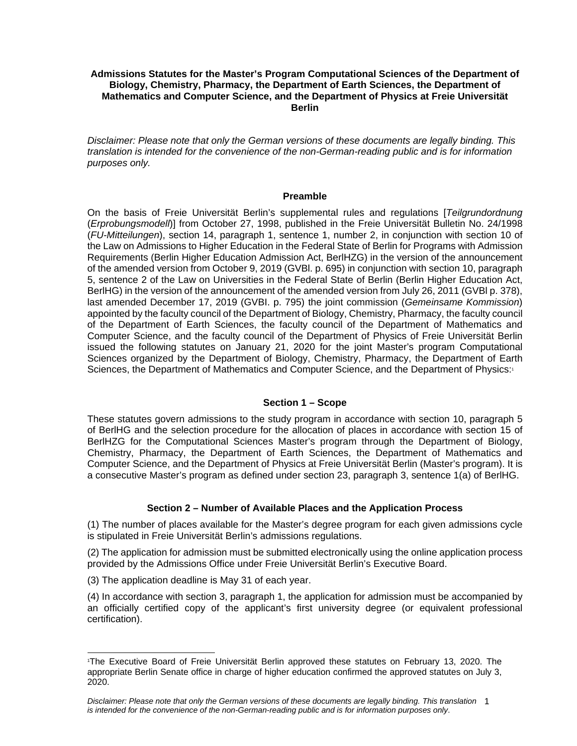**Admissions Statutes for the Master's Program Computational Sciences of the Department of Biology, Chemistry, Pharmacy, the Department of Earth Sciences, the Department of Mathematics and Computer Science, and the Department of Physics at Freie Universität Berlin**

*Disclaimer: Please note that only the German versions of these documents are legally binding. This translation is intended for the convenience of the non-German-reading public and is for information purposes only.*

## Preamble

On the basis of Freie Universität Berlin's supplemental rules and regulations [*Teilgrundordnung* (*Erprobungsmodell*)] from October 27, 1998, published in the Freie Universität Bulletin No. 24/1998 (*FU-Mitteilungen*), section 14, paragraph 1, sentence 1, number 2, in conjunction with section 10 of the Law on Admissions to Higher Education in the Federal State of Berlin for Programs with Admission Requirements (Berlin Higher Education Admission Act, BerlHZG) in the version of the announcement of the amended version from October 9, 2019 (GVBl. p. 695) in conjunction with section 10, paragraph 5, sentence 2 of the Law on Universities in the Federal State of Berlin (Berlin Higher Education Act, BerlHG) in the version of the announcement of the amended version from July 26, 2011 (GVBl p. 378), last amended December 17, 2019 (GVBI. p. 795) the joint commission (*Gemeinsame Kommission*) appointed by the faculty council of the Department of Biology, Chemistry, Pharmacy, the faculty council of the Department of Earth Sciences, the faculty council of the Department of Mathematics and Computer Science, and the faculty council of the Department of Physics of Freie Universität Berlin issued the following statutes on January 21, 2020 for the joint Master's program Computational Sciences organized by the Department of Biology, Chemistry, Pharmacy, the Department of Earth Sciences, the Department of Mathematics and Computer Science, and the Department of Physics:[1]

## Section 1 – Scope

These statutes govern admissions to the study program in accordance with section 10, paragraph 5 of BerlHG and the selection procedure for the allocation of places in accordance with section 15 of BerlHZG for the Computational Sciences Master's program through the Department of Biology, Chemistry, Pharmacy, the Department of Earth Sciences, the Department of Mathematics and Computer Science, and the Department of Physics at Freie Universität Berlin (Master's program). It is a consecutive Master's program as defined under section 23, paragraph 3, sentence 1(a) of BerlHG.

## Section 2 – Number of Available Places and the Application Process

(1) The number of places available for the Master's degree program for each given admissions cycle is stipulated in Freie Universität Berlin's admissions regulations.

(2) The application for admission must be submitted electronically using the online application process provided by the Admissions Office under Freie Universität Berlin's Executive Board.

(3) The application deadline is May 31 of each year.

(4) In accordance with section 3, paragraph 1, the application for admission must be accompanied by an officially certified copy of the applicant's first university degree (or equivalent professional certification).

---

[1] The Executive Board of Freie Universität Berlin approved these statutes on February 13, 2020. The appropriate Berlin Senate office in charge of higher education confirmed the approved statutes on July 3, 2020.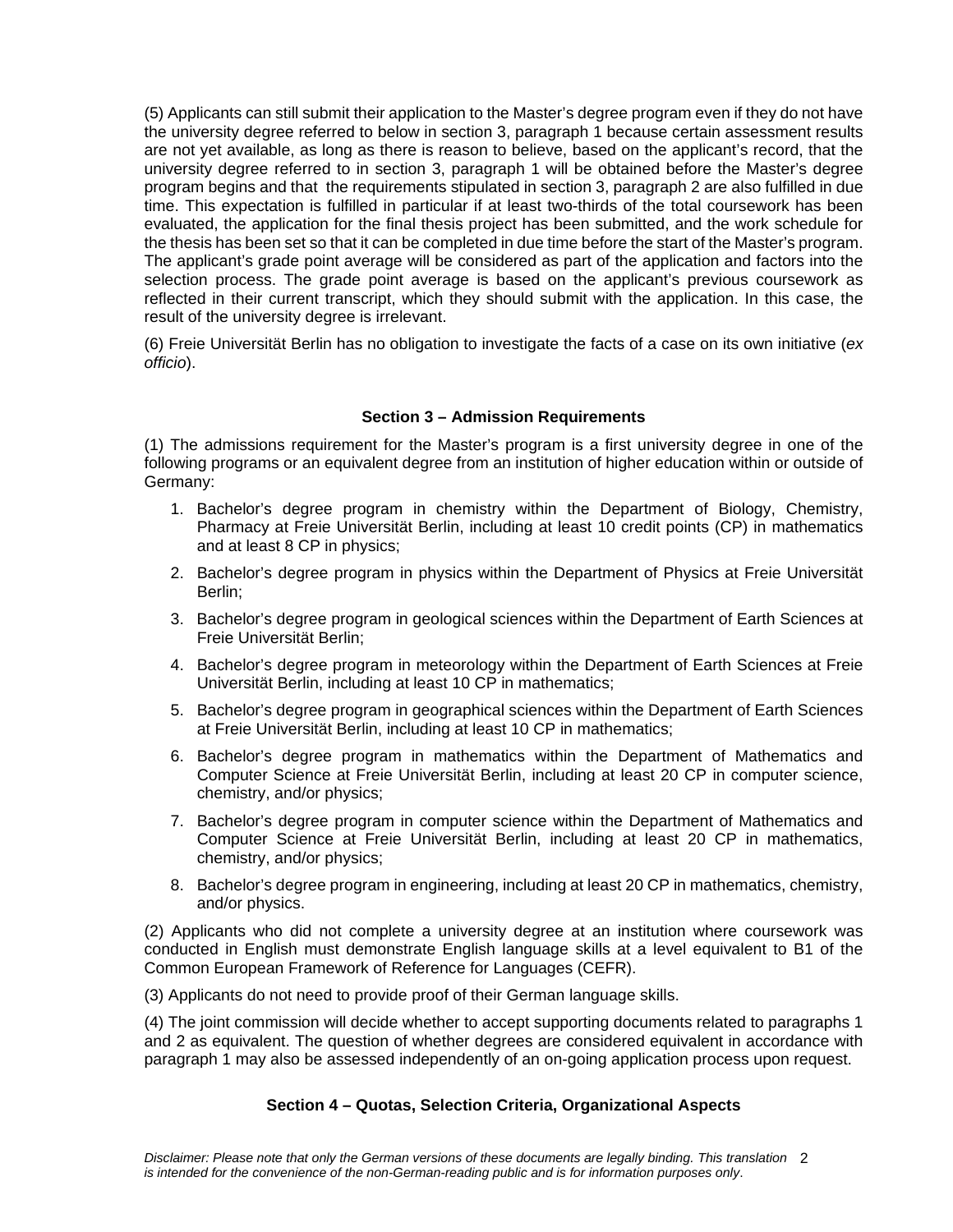(5) Applicants can still submit their application to the Master's degree program even if they do not have the university degree referred to below in section 3, paragraph 1 because certain assessment results are not yet available, as long as there is reason to believe, based on the applicant's record, that the university degree referred to in section 3, paragraph 1 will be obtained before the Master's degree program begins and that the requirements stipulated in section 3, paragraph 2 are also fulfilled in due time. This expectation is fulfilled in particular if at least two-thirds of the total coursework has been evaluated, the application for the final thesis project has been submitted, and the work schedule for the thesis has been set so that it can be completed in due time before the start of the Master's program. The applicant's grade point average will be considered as part of the application and factors into the selection process. The grade point average is based on the applicant's previous coursework as reflected in their current transcript, which they should submit with the application. In this case, the result of the university degree is irrelevant.

(6) Freie Universität Berlin has no obligation to investigate the facts of a case on its own initiative (*ex officio*).

## Section 3 – Admission Requirements

(1) The admissions requirement for the Master's program is a first university degree in one of the following programs or an equivalent degree from an institution of higher education within or outside of Germany:

1. Bachelor's degree program in chemistry within the Department of Biology, Chemistry, Pharmacy at Freie Universität Berlin, including at least 10 credit points (CP) in mathematics and at least 8 CP in physics;
2. Bachelor's degree program in physics within the Department of Physics at Freie Universität Berlin;
3. Bachelor's degree program in geological sciences within the Department of Earth Sciences at Freie Universität Berlin;
4. Bachelor's degree program in meteorology within the Department of Earth Sciences at Freie Universität Berlin, including at least 10 CP in mathematics;
5. Bachelor's degree program in geographical sciences within the Department of Earth Sciences at Freie Universität Berlin, including at least 10 CP in mathematics;
6. Bachelor's degree program in mathematics within the Department of Mathematics and Computer Science at Freie Universität Berlin, including at least 20 CP in computer science, chemistry, and/or physics;
7. Bachelor's degree program in computer science within the Department of Mathematics and Computer Science at Freie Universität Berlin, including at least 20 CP in mathematics, chemistry, and/or physics;
8. Bachelor's degree program in engineering, including at least 20 CP in mathematics, chemistry, and/or physics.

(2) Applicants who did not complete a university degree at an institution where coursework was conducted in English must demonstrate English language skills at a level equivalent to B1 of the Common European Framework of Reference for Languages (CEFR).

(3) Applicants do not need to provide proof of their German language skills.

(4) The joint commission will decide whether to accept supporting documents related to paragraphs 1 and 2 as equivalent. The question of whether degrees are considered equivalent in accordance with paragraph 1 may also be assessed independently of an on-going application process upon request.

## Section 4 – Quotas, Selection Criteria, Organizational Aspects

*Disclaimer: Please note that only the German versions of these documents are legally binding. This translation is intended for the convenience of the non-German-reading public and is for information purposes only.*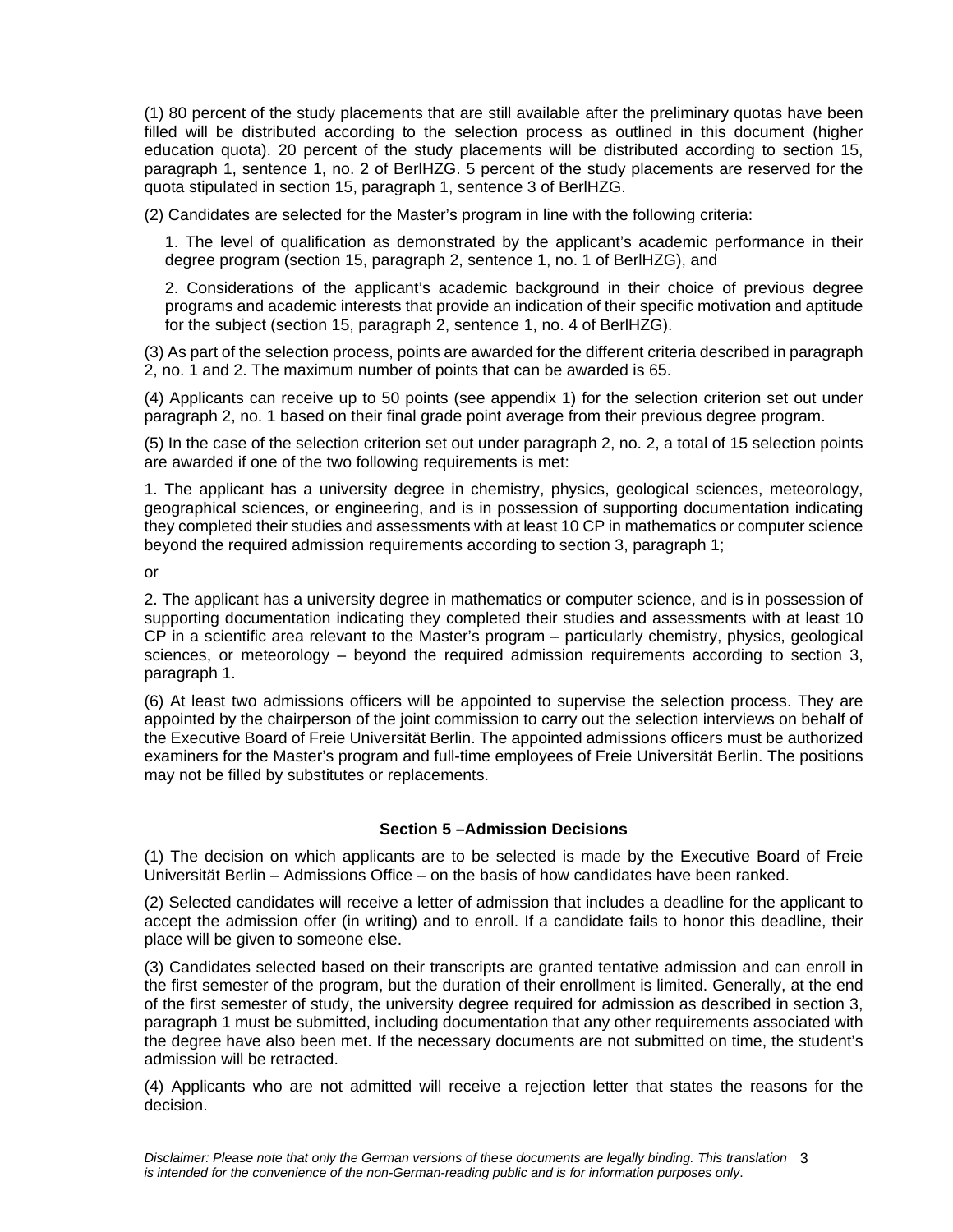(1) 80 percent of the study placements that are still available after the preliminary quotas have been filled will be distributed according to the selection process as outlined in this document (higher education quota). 20 percent of the study placements will be distributed according to section 15, paragraph 1, sentence 1, no. 2 of BerlHZG. 5 percent of the study placements are reserved for the quota stipulated in section 15, paragraph 1, sentence 3 of BerlHZG.

(2) Candidates are selected for the Master's program in line with the following criteria:

1. The level of qualification as demonstrated by the applicant's academic performance in their degree program (section 15, paragraph 2, sentence 1, no. 1 of BerlHZG), and

2. Considerations of the applicant's academic background in their choice of previous degree programs and academic interests that provide an indication of their specific motivation and aptitude for the subject (section 15, paragraph 2, sentence 1, no. 4 of BerlHZG).

(3) As part of the selection process, points are awarded for the different criteria described in paragraph 2, no. 1 and 2. The maximum number of points that can be awarded is 65.

(4) Applicants can receive up to 50 points (see appendix 1) for the selection criterion set out under paragraph 2, no. 1 based on their final grade point average from their previous degree program.

(5) In the case of the selection criterion set out under paragraph 2, no. 2, a total of 15 selection points are awarded if one of the two following requirements is met:

1. The applicant has a university degree in chemistry, physics, geological sciences, meteorology, geographical sciences, or engineering, and is in possession of supporting documentation indicating they completed their studies and assessments with at least 10 CP in mathematics or computer science beyond the required admission requirements according to section 3, paragraph 1;

or

2. The applicant has a university degree in mathematics or computer science, and is in possession of supporting documentation indicating they completed their studies and assessments with at least 10 CP in a scientific area relevant to the Master's program – particularly chemistry, physics, geological sciences, or meteorology – beyond the required admission requirements according to section 3, paragraph 1.

(6) At least two admissions officers will be appointed to supervise the selection process. They are appointed by the chairperson of the joint commission to carry out the selection interviews on behalf of the Executive Board of Freie Universität Berlin. The appointed admissions officers must be authorized examiners for the Master's program and full-time employees of Freie Universität Berlin. The positions may not be filled by substitutes or replacements.

### Section 5 –Admission Decisions

(1) The decision on which applicants are to be selected is made by the Executive Board of Freie Universität Berlin – Admissions Office – on the basis of how candidates have been ranked.

(2) Selected candidates will receive a letter of admission that includes a deadline for the applicant to accept the admission offer (in writing) and to enroll. If a candidate fails to honor this deadline, their place will be given to someone else.

(3) Candidates selected based on their transcripts are granted tentative admission and can enroll in the first semester of the program, but the duration of their enrollment is limited. Generally, at the end of the first semester of study, the university degree required for admission as described in section 3, paragraph 1 must be submitted, including documentation that any other requirements associated with the degree have also been met. If the necessary documents are not submitted on time, the student's admission will be retracted.

(4) Applicants who are not admitted will receive a rejection letter that states the reasons for the decision.

*Disclaimer: Please note that only the German versions of these documents are legally binding. This translation is intended for the convenience of the non-German-reading public and is for information purposes only.*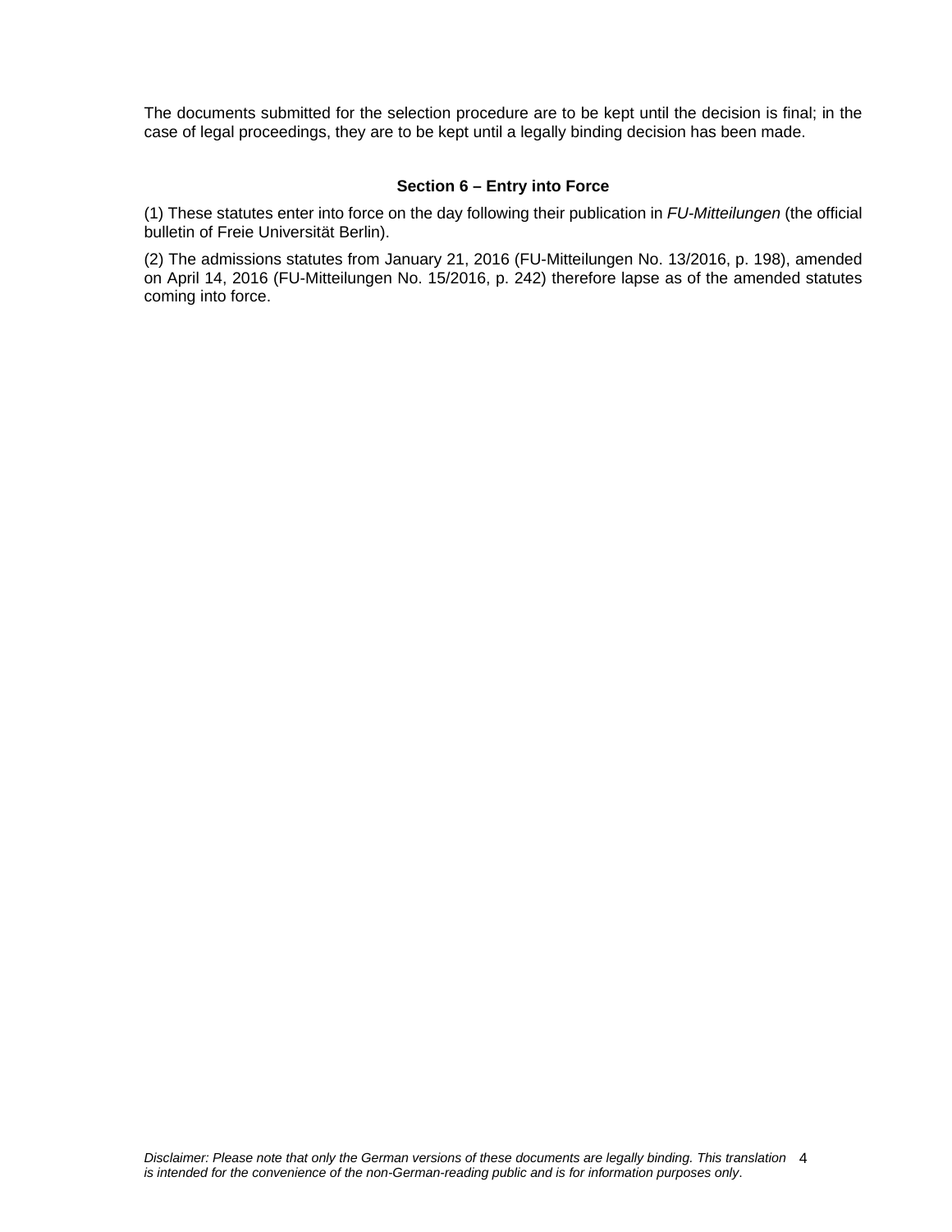The documents submitted for the selection procedure are to be kept until the decision is final; in the case of legal proceedings, they are to be kept until a legally binding decision has been made.

### Section 6 – Entry into Force

(1) These statutes enter into force on the day following their publication in *FU-Mitteilungen* (the official bulletin of Freie Universität Berlin).

(2) The admissions statutes from January 21, 2016 (FU-Mitteilungen No. 13/2016, p. 198), amended on April 14, 2016 (FU-Mitteilungen No. 15/2016, p. 242) therefore lapse as of the amended statutes coming into force.

*Disclaimer: Please note that only the German versions of these documents are legally binding. This translation is intended for the convenience of the non-German-reading public and is for information purposes only.*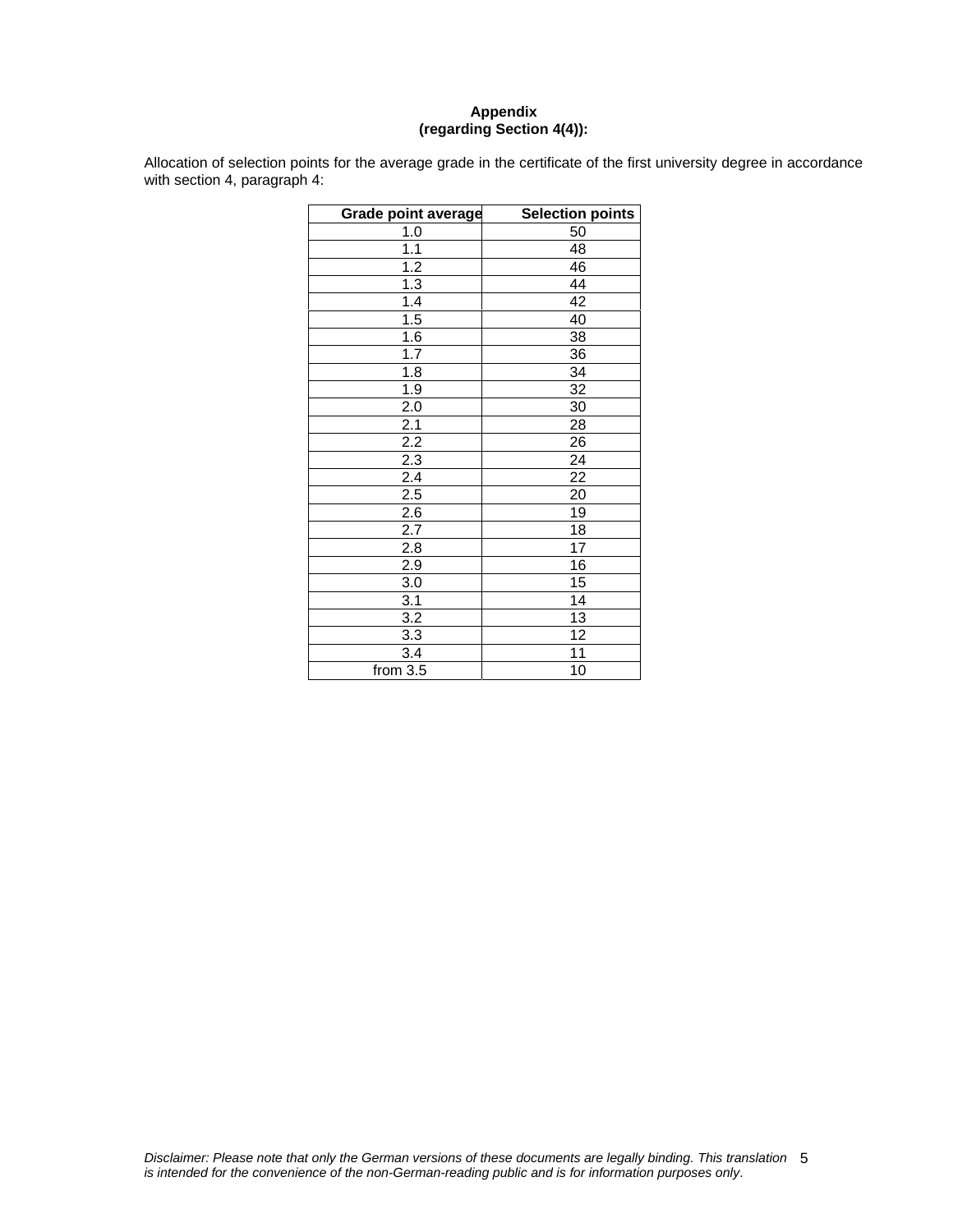**Appendix**
**(regarding Section 4(4)):**

Allocation of selection points for the average grade in the certificate of the first university degree in accordance with section 4, paragraph 4:

| Grade point average | Selection points |
|---|---|
| 1.0 | 50 |
| 1.1 | 48 |
| 1.2 | 46 |
| 1.3 | 44 |
| 1.4 | 42 |
| 1.5 | 40 |
| 1.6 | 38 |
| 1.7 | 36 |
| 1.8 | 34 |
| 1.9 | 32 |
| 2.0 | 30 |
| 2.1 | 28 |
| 2.2 | 26 |
| 2.3 | 24 |
| 2.4 | 22 |
| 2.5 | 20 |
| 2.6 | 19 |
| 2.7 | 18 |
| 2.8 | 17 |
| 2.9 | 16 |
| 3.0 | 15 |
| 3.1 | 14 |
| 3.2 | 13 |
| 3.3 | 12 |
| 3.4 | 11 |
| from 3.5 | 10 |

*Disclaimer: Please note that only the German versions of these documents are legally binding. This translation is intended for the convenience of the non-German-reading public and is for information purposes only*.